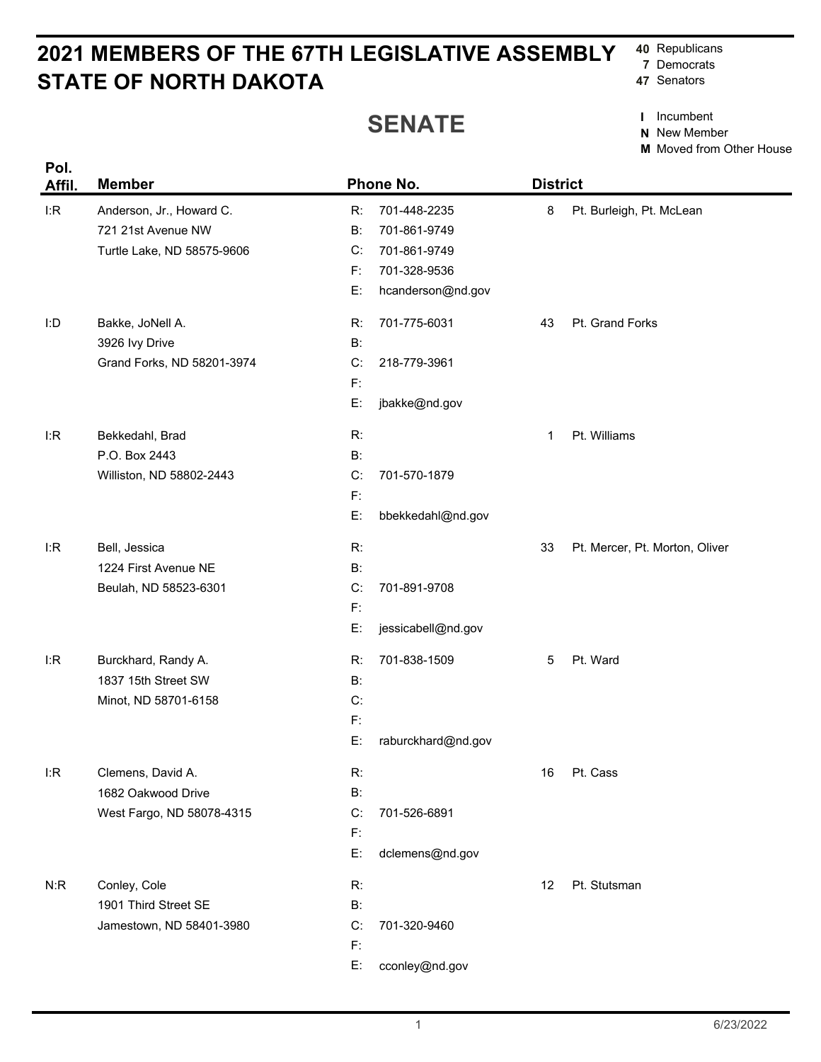# 2021 MEMBERS OF THE 67TH LEGISLATIVE ASSEMBLY STATE OF NORTH DAKOTA

**40** Republicans
**7** Democrats
**47** Senators

## SENATE

**I** Incumbent
**N** New Member
**M** Moved from Other House

| Pol. Affil. | Member | Phone No. | District |
|---|---|---|---|
| I:R | Anderson, Jr., Howard C.<br>721 21st Avenue NW<br>Turtle Lake, ND 58575-9606 | R: 701-448-2235<br>B: 701-861-9749<br>C: 701-861-9749<br>F: 701-328-9536<br>E: hcanderson@nd.gov | 8 Pt. Burleigh, Pt. McLean |
| I:D | Bakke, JoNell A.<br>3926 Ivy Drive<br>Grand Forks, ND 58201-3974 | R: 701-775-6031<br>B:<br>C: 218-779-3961<br>F:<br>E: jbakke@nd.gov | 43 Pt. Grand Forks |
| I:R | Bekkedahl, Brad<br>P.O. Box 2443<br>Williston, ND 58802-2443 | R:<br>B:<br>C: 701-570-1879<br>F:<br>E: bbekkedahl@nd.gov | 1 Pt. Williams |
| I:R | Bell, Jessica<br>1224 First Avenue NE<br>Beulah, ND 58523-6301 | R:<br>B:<br>C: 701-891-9708<br>F:<br>E: jessicabell@nd.gov | 33 Pt. Mercer, Pt. Morton, Oliver |
| I:R | Burckhard, Randy A.<br>1837 15th Street SW<br>Minot, ND 58701-6158 | R: 701-838-1509<br>B:<br>C:<br>F:<br>E: raburckhard@nd.gov | 5 Pt. Ward |
| I:R | Clemens, David A.<br>1682 Oakwood Drive<br>West Fargo, ND 58078-4315 | R:<br>B:<br>C: 701-526-6891<br>F:<br>E: dclemens@nd.gov | 16 Pt. Cass |
| N:R | Conley, Cole<br>1901 Third Street SE<br>Jamestown, ND 58401-3980 | R:<br>B:<br>C: 701-320-9460<br>F:<br>E: cconley@nd.gov | 12 Pt. Stutsman |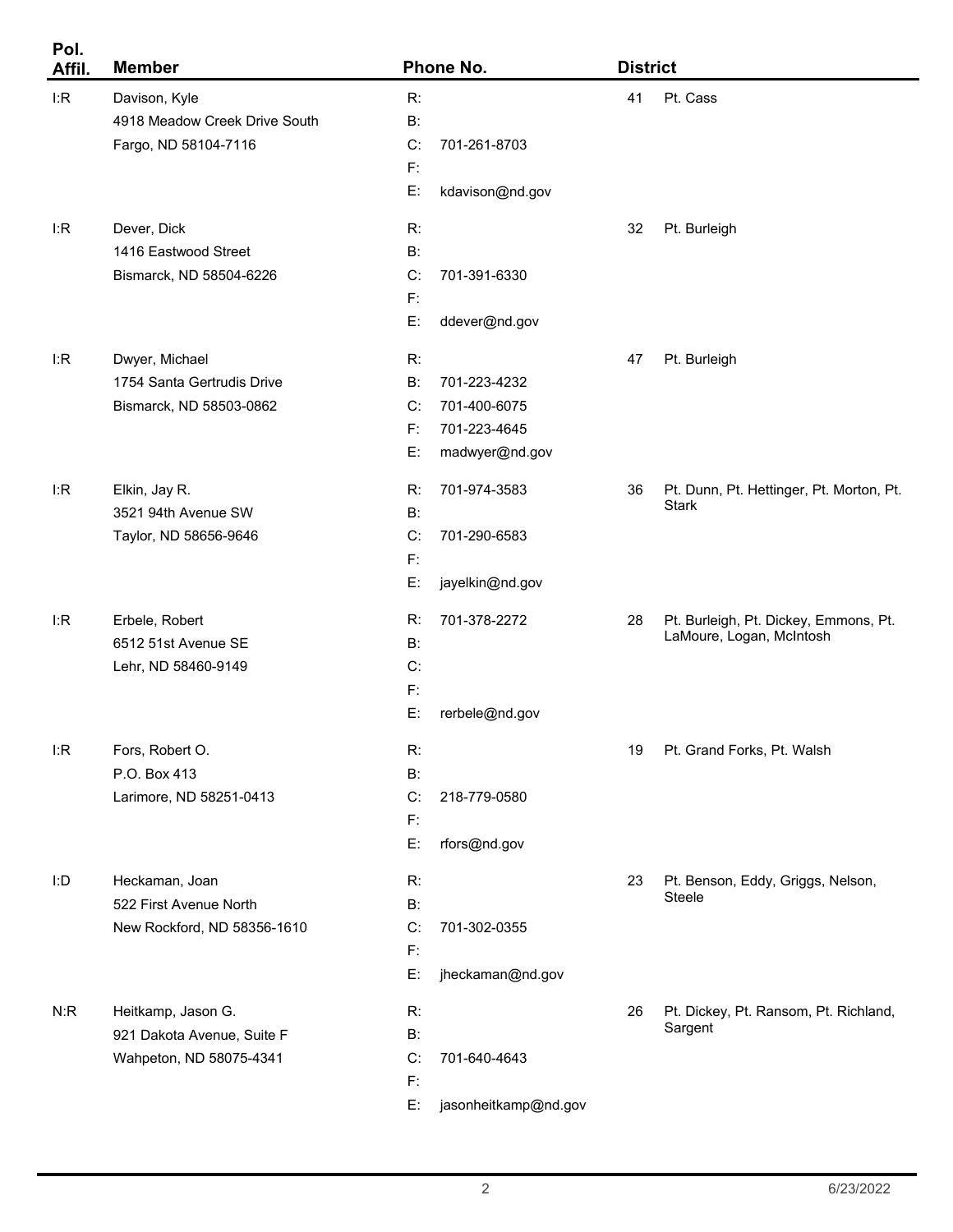| Pol. Affil. | Member | Phone No. | District |
|---|---|---|---|
| I:R | Davison, Kyle<br>4918 Meadow Creek Drive South<br>Fargo, ND 58104-7116 | R:<br>B:<br>C: 701-261-8703<br>F:<br>E: kdavison@nd.gov | 41 Pt. Cass |
| I:R | Dever, Dick<br>1416 Eastwood Street<br>Bismarck, ND 58504-6226 | R:<br>B:<br>C: 701-391-6330<br>F:<br>E: ddever@nd.gov | 32 Pt. Burleigh |
| I:R | Dwyer, Michael<br>1754 Santa Gertrudis Drive<br>Bismarck, ND 58503-0862 | R:<br>B: 701-223-4232<br>C: 701-400-6075<br>F: 701-223-4645<br>E: madwyer@nd.gov | 47 Pt. Burleigh |
| I:R | Elkin, Jay R.<br>3521 94th Avenue SW<br>Taylor, ND 58656-9646 | R: 701-974-3583<br>B:<br>C: 701-290-6583<br>F:<br>E: jayelkin@nd.gov | 36 Pt. Dunn, Pt. Hettinger, Pt. Morton, Pt. Stark |
| I:R | Erbele, Robert<br>6512 51st Avenue SE<br>Lehr, ND 58460-9149 | R: 701-378-2272<br>B:<br>C:<br>F:<br>E: rerbele@nd.gov | 28 Pt. Burleigh, Pt. Dickey, Emmons, Pt. LaMoure, Logan, McIntosh |
| I:R | Fors, Robert O.<br>P.O. Box 413<br>Larimore, ND 58251-0413 | R:<br>B:<br>C: 218-779-0580<br>F:<br>E: rfors@nd.gov | 19 Pt. Grand Forks, Pt. Walsh |
| I:D | Heckaman, Joan<br>522 First Avenue North<br>New Rockford, ND 58356-1610 | R:<br>B:<br>C: 701-302-0355<br>F:<br>E: jheckaman@nd.gov | 23 Pt. Benson, Eddy, Griggs, Nelson, Steele |
| N:R | Heitkamp, Jason G.<br>921 Dakota Avenue, Suite F<br>Wahpeton, ND 58075-4341 | R:<br>B:<br>C: 701-640-4643<br>F:<br>E: jasonheitkamp@nd.gov | 26 Pt. Dickey, Pt. Ransom, Pt. Richland, Sargent |

6/23/2022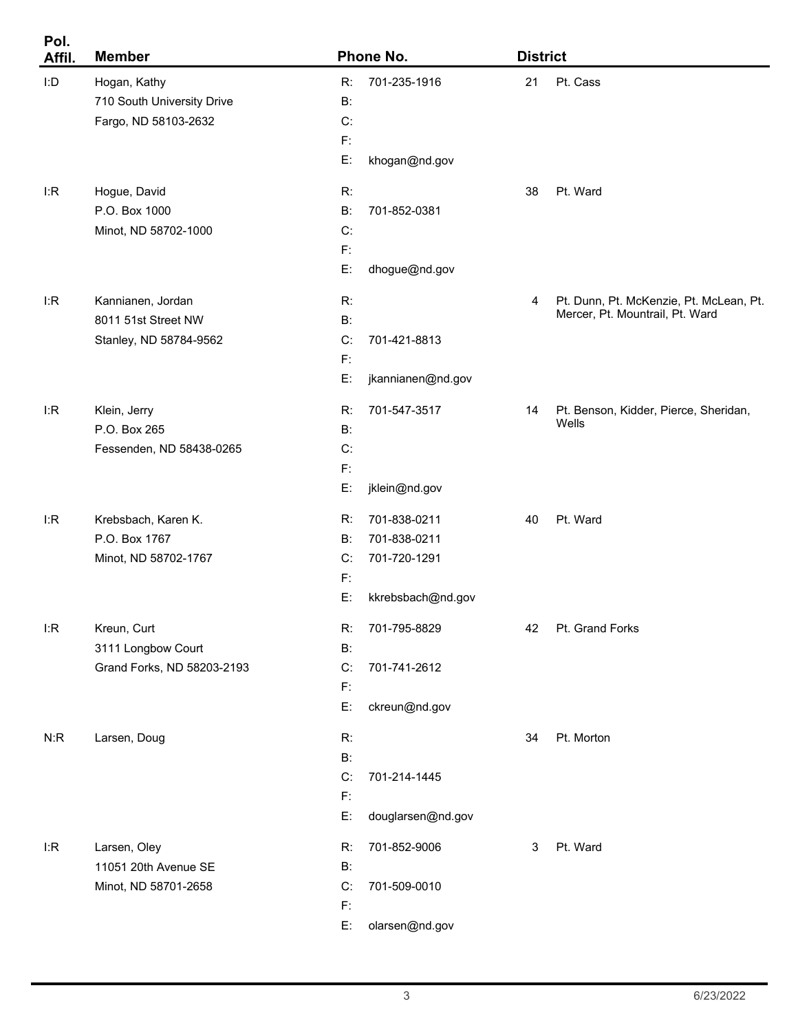| Pol. Affil. | Member | Phone No. | District | |
|---|---|---|---|---|
| I:D | Hogan, Kathy<br>710 South University Drive<br>Fargo, ND 58103-2632 | R: 701-235-1916<br>B:<br>C:<br>F:<br>E: khogan@nd.gov | 21 | Pt. Cass |
| I:R | Hogue, David<br>P.O. Box 1000<br>Minot, ND 58702-1000 | R:<br>B: 701-852-0381<br>C:<br>F:<br>E: dhogue@nd.gov | 38 | Pt. Ward |
| I:R | Kannianen, Jordan<br>8011 51st Street NW<br>Stanley, ND 58784-9562 | R:<br>B:<br>C: 701-421-8813<br>F:<br>E: jkannianen@nd.gov | 4 | Pt. Dunn, Pt. McKenzie, Pt. McLean, Pt. Mercer, Pt. Mountrail, Pt. Ward |
| I:R | Klein, Jerry<br>P.O. Box 265<br>Fessenden, ND 58438-0265 | R: 701-547-3517<br>B:<br>C:<br>F:<br>E: jklein@nd.gov | 14 | Pt. Benson, Kidder, Pierce, Sheridan, Wells |
| I:R | Krebsbach, Karen K.<br>P.O. Box 1767<br>Minot, ND 58702-1767 | R: 701-838-0211<br>B: 701-838-0211<br>C: 701-720-1291<br>F:<br>E: kkrebsbach@nd.gov | 40 | Pt. Ward |
| I:R | Kreun, Curt<br>3111 Longbow Court<br>Grand Forks, ND 58203-2193 | R: 701-795-8829<br>B:<br>C: 701-741-2612<br>F:<br>E: ckreun@nd.gov | 42 | Pt. Grand Forks |
| N:R | Larsen, Doug | R:<br>B:<br>C: 701-214-1445<br>F:<br>E: douglarsen@nd.gov | 34 | Pt. Morton |
| I:R | Larsen, Oley<br>11051 20th Avenue SE<br>Minot, ND 58701-2658 | R: 701-852-9006<br>B:<br>C: 701-509-0010<br>F:<br>E: olarsen@nd.gov | 3 | Pt. Ward |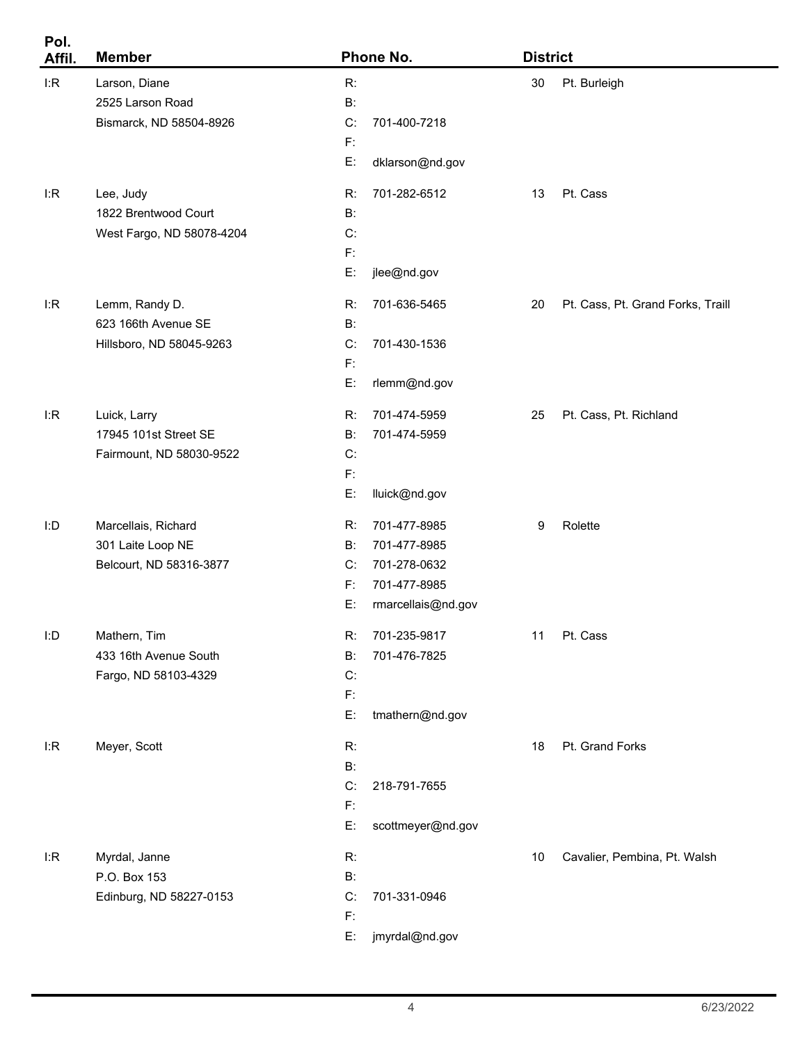| Pol. Affil. | Member | Phone No. | District | |
|---|---|---|---|---|
| I:R | Larson, Diane<br>2525 Larson Road<br>Bismarck, ND 58504-8926 | R:<br>B:<br>C: 701-400-7218<br>F:<br>E: dklarson@nd.gov | 30 | Pt. Burleigh |
| I:R | Lee, Judy<br>1822 Brentwood Court<br>West Fargo, ND 58078-4204 | R: 701-282-6512<br>B:<br>C:<br>F:<br>E: jlee@nd.gov | 13 | Pt. Cass |
| I:R | Lemm, Randy D.<br>623 166th Avenue SE<br>Hillsboro, ND 58045-9263 | R: 701-636-5465<br>B:<br>C: 701-430-1536<br>F:<br>E: rlemm@nd.gov | 20 | Pt. Cass, Pt. Grand Forks, Traill |
| I:R | Luick, Larry<br>17945 101st Street SE<br>Fairmount, ND 58030-9522 | R: 701-474-5959<br>B: 701-474-5959<br>C:<br>F:<br>E: lluick@nd.gov | 25 | Pt. Cass, Pt. Richland |
| I:D | Marcellais, Richard<br>301 Laite Loop NE<br>Belcourt, ND 58316-3877 | R: 701-477-8985<br>B: 701-477-8985<br>C: 701-278-0632<br>F: 701-477-8985<br>E: rmarcellais@nd.gov | 9 | Rolette |
| I:D | Mathern, Tim<br>433 16th Avenue South<br>Fargo, ND 58103-4329 | R: 701-235-9817<br>B: 701-476-7825<br>C:<br>F:<br>E: tmathern@nd.gov | 11 | Pt. Cass |
| I:R | Meyer, Scott | R:<br>B:<br>C: 218-791-7655<br>F:<br>E: scottmeyer@nd.gov | 18 | Pt. Grand Forks |
| I:R | Myrdal, Janne<br>P.O. Box 153<br>Edinburg, ND 58227-0153 | R:<br>B:<br>C: 701-331-0946<br>F:<br>E: jmyrdal@nd.gov | 10 | Cavalier, Pembina, Pt. Walsh |

6/23/2022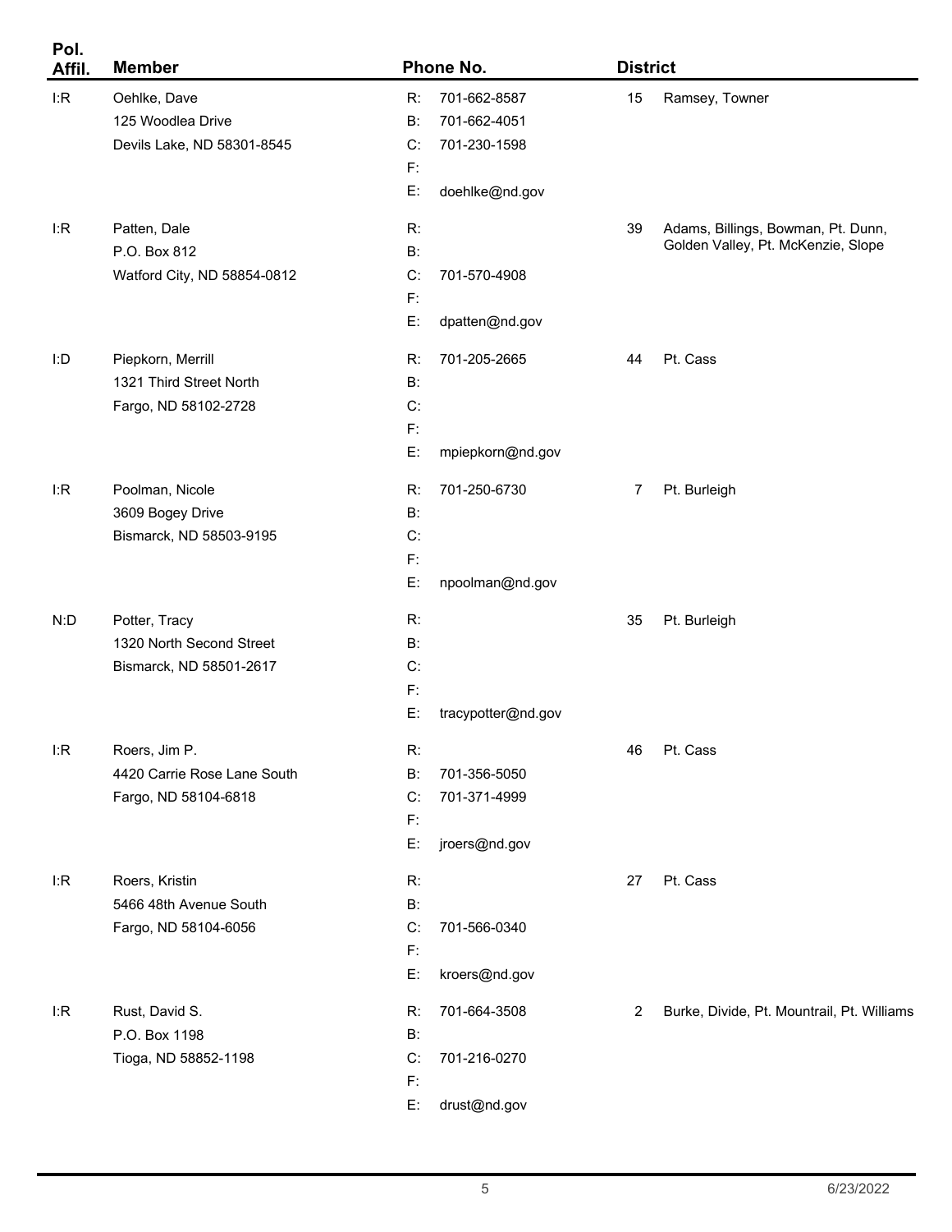| Pol. Affil. | Member | Phone No. | District | |
|---|---|---|---|---|
| I:R | Oehlke, Dave<br>125 Woodlea Drive<br>Devils Lake, ND 58301-8545 | R: 701-662-8587<br>B: 701-662-4051<br>C: 701-230-1598<br>F:<br>E: doehlke@nd.gov | 15 | Ramsey, Towner |
| I:R | Patten, Dale<br>P.O. Box 812<br>Watford City, ND 58854-0812 | R:<br>B:<br>C: 701-570-4908<br>F:<br>E: dpatten@nd.gov | 39 | Adams, Billings, Bowman, Pt. Dunn, Golden Valley, Pt. McKenzie, Slope |
| I:D | Piepkorn, Merrill<br>1321 Third Street North<br>Fargo, ND 58102-2728 | R: 701-205-2665<br>B:<br>C:<br>F:<br>E: mpiepkorn@nd.gov | 44 | Pt. Cass |
| I:R | Poolman, Nicole<br>3609 Bogey Drive<br>Bismarck, ND 58503-9195 | R: 701-250-6730<br>B:<br>C:<br>F:<br>E: npoolman@nd.gov | 7 | Pt. Burleigh |
| N:D | Potter, Tracy<br>1320 North Second Street<br>Bismarck, ND 58501-2617 | R:<br>B:<br>C:<br>F:<br>E: tracypotter@nd.gov | 35 | Pt. Burleigh |
| I:R | Roers, Jim P.<br>4420 Carrie Rose Lane South<br>Fargo, ND 58104-6818 | R:<br>B: 701-356-5050<br>C: 701-371-4999<br>F:<br>E: jroers@nd.gov | 46 | Pt. Cass |
| I:R | Roers, Kristin<br>5466 48th Avenue South<br>Fargo, ND 58104-6056 | R:<br>B:<br>C: 701-566-0340<br>F:<br>E: kroers@nd.gov | 27 | Pt. Cass |
| I:R | Rust, David S.<br>P.O. Box 1198<br>Tioga, ND 58852-1198 | R: 701-664-3508<br>B:<br>C: 701-216-0270<br>F:<br>E: drust@nd.gov | 2 | Burke, Divide, Pt. Mountrail, Pt. Williams |

6/23/2022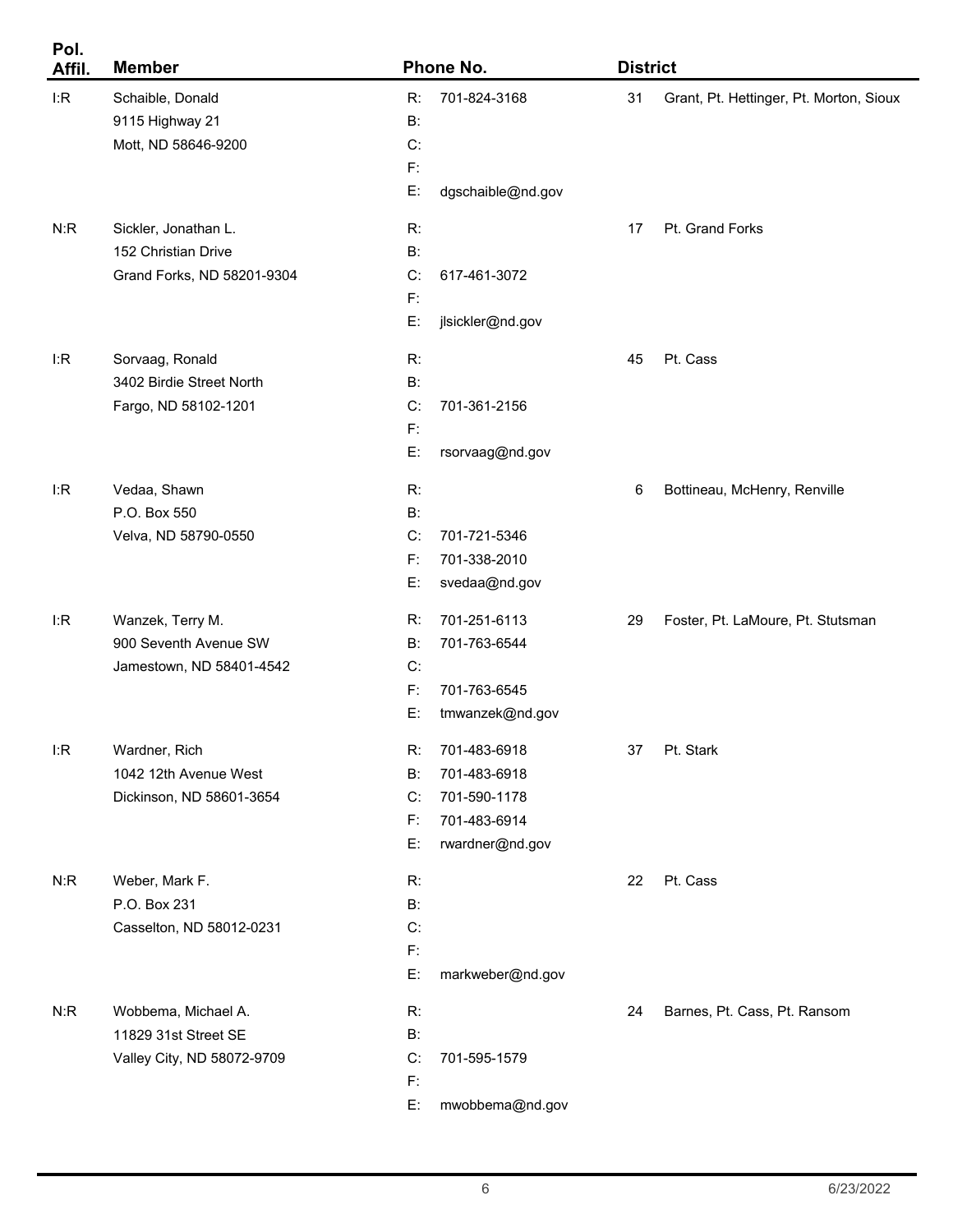| Pol. Affil. | Member | Phone No. | | District | |
| --- | --- | --- | --- | --- | --- |
| I:R | Schaible, Donald<br>9115 Highway 21<br>Mott, ND 58646-9200 | R:<br>B:<br>C:<br>F:<br>E: | 701-824-3168<br><br><br><br>dgschaible@nd.gov | 31 | Grant, Pt. Hettinger, Pt. Morton, Sioux |
| N:R | Sickler, Jonathan L.<br>152 Christian Drive<br>Grand Forks, ND 58201-9304 | R:<br>B:<br>C:<br>F:<br>E: | <br><br>617-461-3072<br><br>jlsickler@nd.gov | 17 | Pt. Grand Forks |
| I:R | Sorvaag, Ronald<br>3402 Birdie Street North<br>Fargo, ND 58102-1201 | R:<br>B:<br>C:<br>F:<br>E: | <br><br>701-361-2156<br><br>rsorvaag@nd.gov | 45 | Pt. Cass |
| I:R | Vedaa, Shawn<br>P.O. Box 550<br>Velva, ND 58790-0550 | R:<br>B:<br>C:<br>F:<br>E: | <br><br>701-721-5346<br>701-338-2010<br>svedaa@nd.gov | 6 | Bottineau, McHenry, Renville |
| I:R | Wanzek, Terry M.<br>900 Seventh Avenue SW<br>Jamestown, ND 58401-4542 | R:<br>B:<br>C:<br>F:<br>E: | 701-251-6113<br>701-763-6544<br><br>701-763-6545<br>tmwanzek@nd.gov | 29 | Foster, Pt. LaMoure, Pt. Stutsman |
| I:R | Wardner, Rich<br>1042 12th Avenue West<br>Dickinson, ND 58601-3654 | R:<br>B:<br>C:<br>F:<br>E: | 701-483-6918<br>701-483-6918<br>701-590-1178<br>701-483-6914<br>rwardner@nd.gov | 37 | Pt. Stark |
| N:R | Weber, Mark F.<br>P.O. Box 231<br>Casselton, ND 58012-0231 | R:<br>B:<br>C:<br>F:<br>E: | <br><br><br><br>markweber@nd.gov | 22 | Pt. Cass |
| N:R | Wobbema, Michael A.<br>11829 31st Street SE<br>Valley City, ND 58072-9709 | R:<br>B:<br>C:<br>F:<br>E: | <br><br>701-595-1579<br><br>mwobbema@nd.gov | 24 | Barnes, Pt. Cass, Pt. Ransom |

6/23/2022